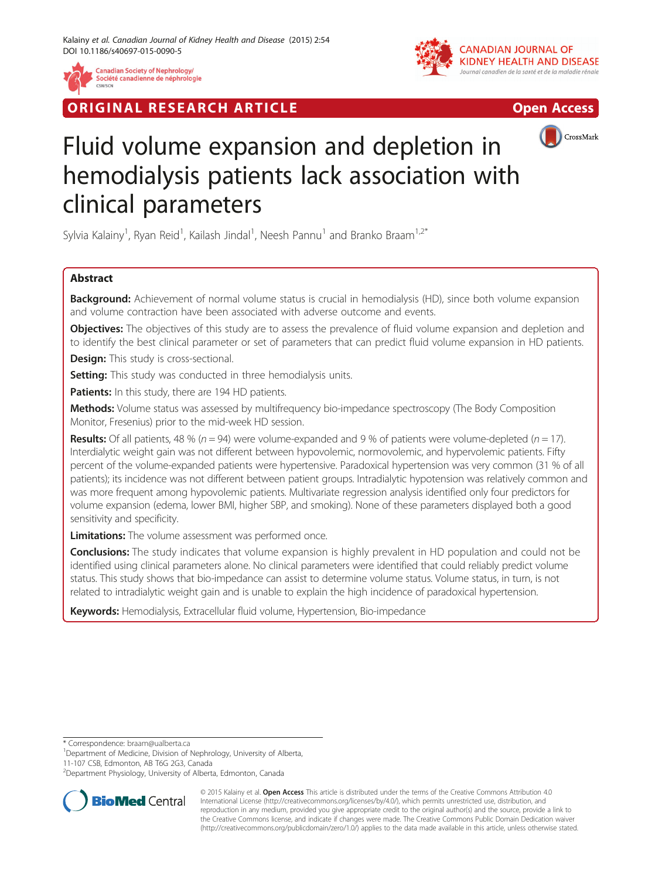ORIGINAL RESEARCH ARTICLE

Open Access

# Fluid volume expansion and depletion in hemodialysis patients lack association with clinical parameters

Sylvia Kalainy[1], Ryan Reid[1], Kailash Jindal[1], Neesh Pannu[1] and Branko Braam[1,2*]

## Abstract

**Background:** Achievement of normal volume status is crucial in hemodialysis (HD), since both volume expansion and volume contraction have been associated with adverse outcome and events.

**Objectives:** The objectives of this study are to assess the prevalence of fluid volume expansion and depletion and to identify the best clinical parameter or set of parameters that can predict fluid volume expansion in HD patients.

**Design:** This study is cross-sectional.

**Setting:** This study was conducted in three hemodialysis units.

**Patients:** In this study, there are 194 HD patients.

**Methods:** Volume status was assessed by multifrequency bio-impedance spectroscopy (The Body Composition Monitor, Fresenius) prior to the mid-week HD session.

**Results:** Of all patients, 48 % (*n* = 94) were volume-expanded and 9 % of patients were volume-depleted (*n* = 17). Interdialytic weight gain was not different between hypovolemic, normovolemic, and hypervolemic patients. Fifty percent of the volume-expanded patients were hypertensive. Paradoxical hypertension was very common (31 % of all patients); its incidence was not different between patient groups. Intradialytic hypotension was relatively common and was more frequent among hypovolemic patients. Multivariate regression analysis identified only four predictors for volume expansion (edema, lower BMI, higher SBP, and smoking). None of these parameters displayed both a good sensitivity and specificity.

**Limitations:** The volume assessment was performed once.

**Conclusions:** The study indicates that volume expansion is highly prevalent in HD population and could not be identified using clinical parameters alone. No clinical parameters were identified that could reliably predict volume status. This study shows that bio-impedance can assist to determine volume status. Volume status, in turn, is not related to intradialytic weight gain and is unable to explain the high incidence of paradoxical hypertension.

**Keywords:** Hemodialysis, Extracellular fluid volume, Hypertension, Bio-impedance

\* Correspondence: braam@ualberta.ca
[1]Department of Medicine, Division of Nephrology, University of Alberta, 11-107 CSB, Edmonton, AB T6G 2G3, Canada
[2]Department Physiology, University of Alberta, Edmonton, Canada

© 2015 Kalainy et al. **Open Access** This article is distributed under the terms of the Creative Commons Attribution 4.0 International License (http://creativecommons.org/licenses/by/4.0/), which permits unrestricted use, distribution, and reproduction in any medium, provided you give appropriate credit to the original author(s) and the source, provide a link to the Creative Commons license, and indicate if changes were made. The Creative Commons Public Domain Dedication waiver (http://creativecommons.org/publicdomain/zero/1.0/) applies to the data made available in this article, unless otherwise stated.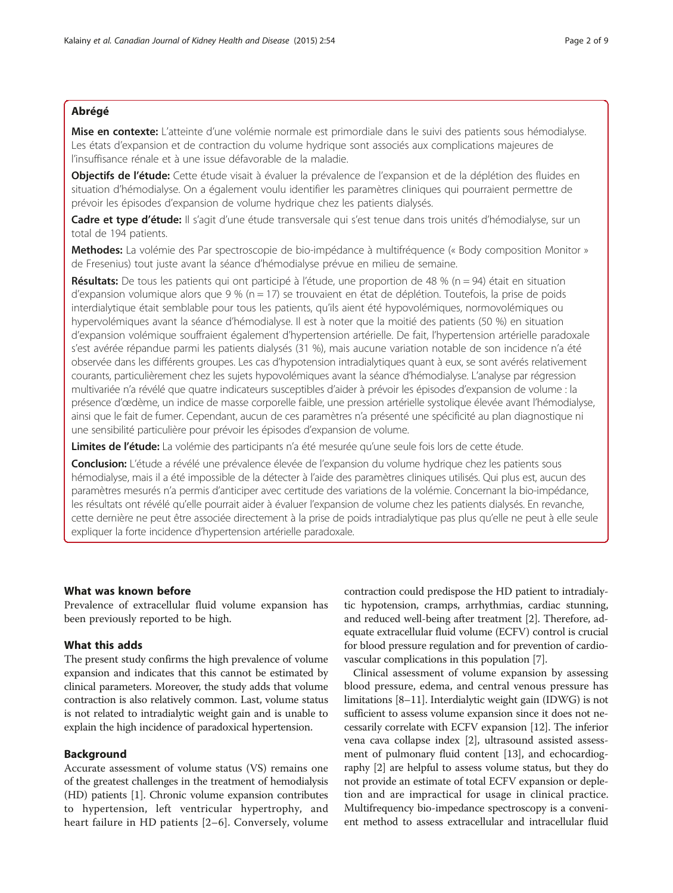## Abrégé

**Mise en contexte:** L'atteinte d'une volémie normale est primordiale dans le suivi des patients sous hémodialyse. Les états d'expansion et de contraction du volume hydrique sont associés aux complications majeures de l'insuffisance rénale et à une issue défavorable de la maladie.

**Objectifs de l'étude:** Cette étude visait à évaluer la prévalence de l'expansion et de la déplétion des fluides en situation d'hémodialyse. On a également voulu identifier les paramètres cliniques qui pourraient permettre de prévoir les épisodes d'expansion de volume hydrique chez les patients dialysés.

**Cadre et type d'étude:** Il s'agit d'une étude transversale qui s'est tenue dans trois unités d'hémodialyse, sur un total de 194 patients.

**Methodes:** La volémie des Par spectroscopie de bio-impédance à multifréquence (« Body composition Monitor » de Fresenius) tout juste avant la séance d'hémodialyse prévue en milieu de semaine.

**Résultats:** De tous les patients qui ont participé à l'étude, une proportion de 48 % (n = 94) était en situation d'expansion volumique alors que 9 % (n = 17) se trouvaient en état de déplétion. Toutefois, la prise de poids interdialytique était semblable pour tous les patients, qu'ils aient été hypovolémiques, normovolémiques ou hypervolémiques avant la séance d'hémodialyse. Il est à noter que la moitié des patients (50 %) en situation d'expansion volémique souffraient également d'hypertension artérielle. De fait, l'hypertension artérielle paradoxale s'est avérée répandue parmi les patients dialysés (31 %), mais aucune variation notable de son incidence n'a été observée dans les différents groupes. Les cas d'hypotension intradialytiques quant à eux, se sont avérés relativement courants, particulièrement chez les sujets hypovolémiques avant la séance d'hémodialyse. L'analyse par régression multivariée n'a révélé que quatre indicateurs susceptibles d'aider à prévoir les épisodes d'expansion de volume : la présence d'œdème, un indice de masse corporelle faible, une pression artérielle systolique élevée avant l'hémodialyse, ainsi que le fait de fumer. Cependant, aucun de ces paramètres n'a présenté une spécificité au plan diagnostique ni une sensibilité particulière pour prévoir les épisodes d'expansion de volume.

**Limites de l'étude:** La volémie des participants n'a été mesurée qu'une seule fois lors de cette étude.

**Conclusion:** L'étude a révélé une prévalence élevée de l'expansion du volume hydrique chez les patients sous hémodialyse, mais il a été impossible de la détecter à l'aide des paramètres cliniques utilisés. Qui plus est, aucun des paramètres mesurés n'a permis d'anticiper avec certitude des variations de la volémie. Concernant la bio-impédance, les résultats ont révélé qu'elle pourrait aider à évaluer l'expansion de volume chez les patients dialysés. En revanche, cette dernière ne peut être associée directement à la prise de poids intradialytique pas plus qu'elle ne peut à elle seule expliquer la forte incidence d'hypertension artérielle paradoxale.

### What was known before

Prevalence of extracellular fluid volume expansion has been previously reported to be high.

### What this adds

The present study confirms the high prevalence of volume expansion and indicates that this cannot be estimated by clinical parameters. Moreover, the study adds that volume contraction is also relatively common. Last, volume status is not related to intradialytic weight gain and is unable to explain the high incidence of paradoxical hypertension.

## Background

Accurate assessment of volume status (VS) remains one of the greatest challenges in the treatment of hemodialysis (HD) patients [1]. Chronic volume expansion contributes to hypertension, left ventricular hypertrophy, and heart failure in HD patients [2–6]. Conversely, volume contraction could predispose the HD patient to intradialytic hypotension, cramps, arrhythmias, cardiac stunning, and reduced well-being after treatment [2]. Therefore, adequate extracellular fluid volume (ECFV) control is crucial for blood pressure regulation and for prevention of cardiovascular complications in this population [7].

Clinical assessment of volume expansion by assessing blood pressure, edema, and central venous pressure has limitations [8–11]. Interdialytic weight gain (IDWG) is not sufficient to assess volume expansion since it does not necessarily correlate with ECFV expansion [12]. The inferior vena cava collapse index [2], ultrasound assisted assessment of pulmonary fluid content [13], and echocardiography [2] are helpful to assess volume status, but they do not provide an estimate of total ECFV expansion or depletion and are impractical for usage in clinical practice. Multifrequency bio-impedance spectroscopy is a convenient method to assess extracellular and intracellular fluid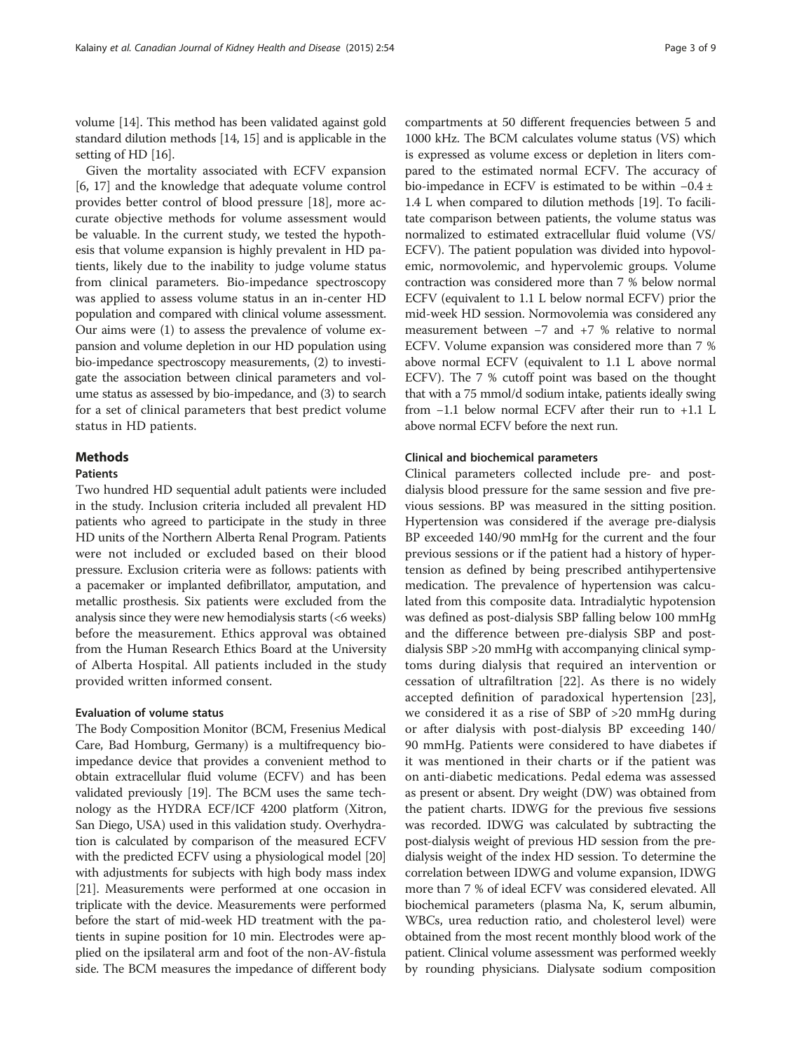volume [14]. This method has been validated against gold standard dilution methods [14, 15] and is applicable in the setting of HD [16].

Given the mortality associated with ECFV expansion [6, 17] and the knowledge that adequate volume control provides better control of blood pressure [18], more accurate objective methods for volume assessment would be valuable. In the current study, we tested the hypothesis that volume expansion is highly prevalent in HD patients, likely due to the inability to judge volume status from clinical parameters. Bio-impedance spectroscopy was applied to assess volume status in an in-center HD population and compared with clinical volume assessment. Our aims were (1) to assess the prevalence of volume expansion and volume depletion in our HD population using bio-impedance spectroscopy measurements, (2) to investigate the association between clinical parameters and volume status as assessed by bio-impedance, and (3) to search for a set of clinical parameters that best predict volume status in HD patients.

## Methods

### Patients

Two hundred HD sequential adult patients were included in the study. Inclusion criteria included all prevalent HD patients who agreed to participate in the study in three HD units of the Northern Alberta Renal Program. Patients were not included or excluded based on their blood pressure. Exclusion criteria were as follows: patients with a pacemaker or implanted defibrillator, amputation, and metallic prosthesis. Six patients were excluded from the analysis since they were new hemodialysis starts (<6 weeks) before the measurement. Ethics approval was obtained from the Human Research Ethics Board at the University of Alberta Hospital. All patients included in the study provided written informed consent.

### Evaluation of volume status

The Body Composition Monitor (BCM, Fresenius Medical Care, Bad Homburg, Germany) is a multifrequency bio-impedance device that provides a convenient method to obtain extracellular fluid volume (ECFV) and has been validated previously [19]. The BCM uses the same technology as the HYDRA ECF/ICF 4200 platform (Xitron, San Diego, USA) used in this validation study. Overhydration is calculated by comparison of the measured ECFV with the predicted ECFV using a physiological model [20] with adjustments for subjects with high body mass index [21]. Measurements were performed at one occasion in triplicate with the device. Measurements were performed before the start of mid-week HD treatment with the patients in supine position for 10 min. Electrodes were applied on the ipsilateral arm and foot of the non-AV-fistula side. The BCM measures the impedance of different body compartments at 50 different frequencies between 5 and 1000 kHz. The BCM calculates volume status (VS) which is expressed as volume excess or depletion in liters compared to the estimated normal ECFV. The accuracy of bio-impedance in ECFV is estimated to be within $-0.4 \pm 1.4$ L when compared to dilution methods [19]. To facilitate comparison between patients, the volume status was normalized to estimated extracellular fluid volume (VS/ECFV). The patient population was divided into hypovolemic, normovolemic, and hypervolemic groups. Volume contraction was considered more than 7 % below normal ECFV (equivalent to 1.1 L below normal ECFV) prior the mid-week HD session. Normovolemia was considered any measurement between −7 and +7 % relative to normal ECFV. Volume expansion was considered more than 7 % above normal ECFV (equivalent to 1.1 L above normal ECFV). The 7 % cutoff point was based on the thought that with a 75 mmol/d sodium intake, patients ideally swing from −1.1 below normal ECFV after their run to +1.1 L above normal ECFV before the next run.

### Clinical and biochemical parameters

Clinical parameters collected include pre- and post-dialysis blood pressure for the same session and five previous sessions. BP was measured in the sitting position. Hypertension was considered if the average pre-dialysis BP exceeded 140/90 mmHg for the current and the four previous sessions or if the patient had a history of hypertension as defined by being prescribed antihypertensive medication. The prevalence of hypertension was calculated from this composite data. Intradialytic hypotension was defined as post-dialysis SBP falling below 100 mmHg and the difference between pre-dialysis SBP and post-dialysis SBP >20 mmHg with accompanying clinical symptoms during dialysis that required an intervention or cessation of ultrafiltration [22]. As there is no widely accepted definition of paradoxical hypertension [23], we considered it as a rise of SBP of >20 mmHg during or after dialysis with post-dialysis BP exceeding 140/90 mmHg. Patients were considered to have diabetes if it was mentioned in their charts or if the patient was on anti-diabetic medications. Pedal edema was assessed as present or absent. Dry weight (DW) was obtained from the patient charts. IDWG for the previous five sessions was recorded. IDWG was calculated by subtracting the post-dialysis weight of previous HD session from the pre-dialysis weight of the index HD session. To determine the correlation between IDWG and volume expansion, IDWG more than 7 % of ideal ECFV was considered elevated. All biochemical parameters (plasma Na, K, serum albumin, WBCs, urea reduction ratio, and cholesterol level) were obtained from the most recent monthly blood work of the patient. Clinical volume assessment was performed weekly by rounding physicians. Dialysate sodium composition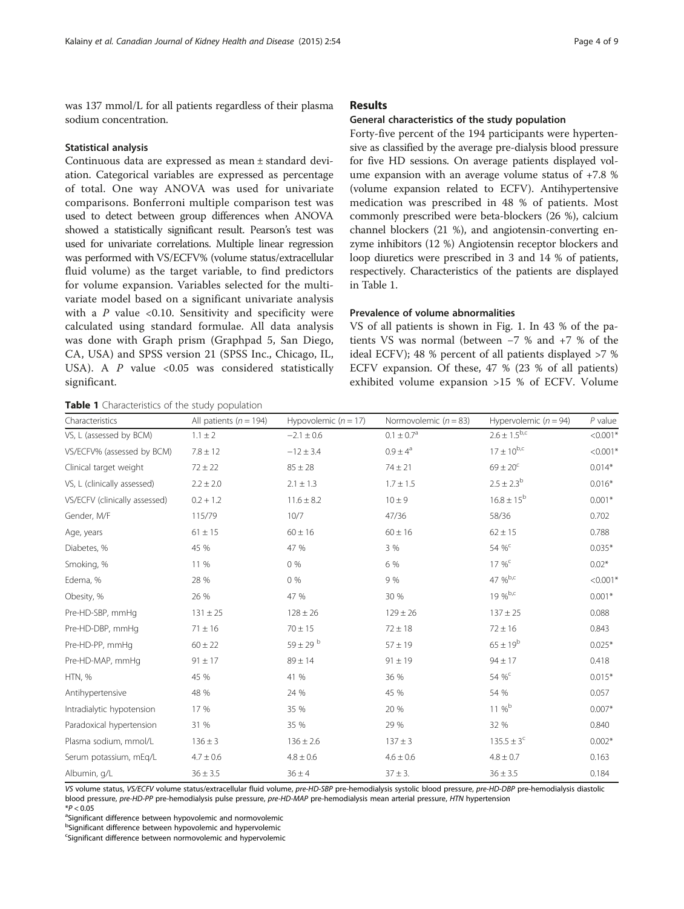was 137 mmol/L for all patients regardless of their plasma sodium concentration.

### Statistical analysis

Continuous data are expressed as mean ± standard deviation. Categorical variables are expressed as percentage of total. One way ANOVA was used for univariate comparisons. Bonferroni multiple comparison test was used to detect between group differences when ANOVA showed a statistically significant result. Pearson's test was used for univariate correlations. Multiple linear regression was performed with VS/ECFV% (volume status/extracellular fluid volume) as the target variable, to find predictors for volume expansion. Variables selected for the multivariate model based on a significant univariate analysis with a $P$ value <0.10. Sensitivity and specificity were calculated using standard formulae. All data analysis was done with Graph prism (Graphpad 5, San Diego, CA, USA) and SPSS version 21 (SPSS Inc., Chicago, IL, USA). A $P$ value <0.05 was considered statistically significant.

## Results

### General characteristics of the study population

Forty-five percent of the 194 participants were hypertensive as classified by the average pre-dialysis blood pressure for five HD sessions. On average patients displayed volume expansion with an average volume status of +7.8 % (volume expansion related to ECFV). Antihypertensive medication was prescribed in 48 % of patients. Most commonly prescribed were beta-blockers (26 %), calcium channel blockers (21 %), and angiotensin-converting enzyme inhibitors (12 %) Angiotensin receptor blockers and loop diuretics were prescribed in 3 and 14 % of patients, respectively. Characteristics of the patients are displayed in Table 1.

### Prevalence of volume abnormalities

VS of all patients is shown in Fig. 1. In 43 % of the patients VS was normal (between −7 % and +7 % of the ideal ECFV); 48 % percent of all patients displayed >7 % ECFV expansion. Of these, 47 % (23 % of all patients) exhibited volume expansion >15 % of ECFV. Volume

**Table 1** Characteristics of the study population

| Characteristics | All patients ($n$ = 194) | Hypovolemic ($n$ = 17) | Normovolemic ($n$ = 83) | Hypervolemic ($n$ = 94) | $P$ value |
|---|---|---|---|---|---|
| VS, L (assessed by BCM) | 1.1 ± 2 | −2.1 ± 0.6 | 0.1 ± 0.7[a] | 2.6 ± 1.5[b,c] | <0.001* |
| VS/ECFV% (assessed by BCM) | 7.8 ± 12 | −12 ± 3.4 | 0.9 ± 4[a] | 17 ± 10[b,c] | <0.001* |
| Clinical target weight | 72 ± 22 | 85 ± 28 | 74 ± 21 | 69 ± 20[c] | 0.014* |
| VS, L (clinically assessed) | 2.2 ± 2.0 | 2.1 ± 1.3 | 1.7 ± 1.5 | 2.5 ± 2.3[b] | 0.016* |
| VS/ECFV (clinically assessed) | 0.2 + 1.2 | 11.6 ± 8.2 | 10 ± 9 | 16.8 ± 15[b] | 0.001* |
| Gender, M/F | 115/79 | 10/7 | 47/36 | 58/36 | 0.702 |
| Age, years | 61 ± 15 | 60 ± 16 | 60 ± 16 | 62 ± 15 | 0.788 |
| Diabetes, % | 45 % | 47 % | 3 % | 54 %[c] | 0.035* |
| Smoking, % | 11 % | 0 % | 6 % | 17 %[c] | 0.02* |
| Edema, % | 28 % | 0 % | 9 % | 47 %[b,c] | <0.001* |
| Obesity, % | 26 % | 47 % | 30 % | 19 %[b,c] | 0.001* |
| Pre-HD-SBP, mmHg | 131 ± 25 | 128 ± 26 | 129 ± 26 | 137 ± 25 | 0.088 |
| Pre-HD-DBP, mmHg | 71 ± 16 | 70 ± 15 | 72 ± 18 | 72 ± 16 | 0.843 |
| Pre-HD-PP, mmHg | 60 ± 22 | 59 ± 29 [b] | 57 ± 19 | 65 ± 19[b] | 0.025* |
| Pre-HD-MAP, mmHg | 91 ± 17 | 89 ± 14 | 91 ± 19 | 94 ± 17 | 0.418 |
| HTN, % | 45 % | 41 % | 36 % | 54 %[c] | 0.015* |
| Antihypertensive | 48 % | 24 % | 45 % | 54 % | 0.057 |
| Intradialytic hypotension | 17 % | 35 % | 20 % | 11 %[b] | 0.007* |
| Paradoxical hypertension | 31 % | 35 % | 29 % | 32 % | 0.840 |
| Plasma sodium, mmol/L | 136 ± 3 | 136 ± 2.6 | 137 ± 3 | 135.5 ± 3[c] | 0.002* |
| Serum potassium, mEq/L | 4.7 ± 0.6 | 4.8 ± 0.6 | 4.6 ± 0.6 | 4.8 ± 0.7 | 0.163 |
| Albumin, g/L | 36 ± 3.5 | 36 ± 4 | 37 ± 3. | 36 ± 3.5 | 0.184 |

*VS* volume status, *VS/ECFV* volume status/extracellular fluid volume, *pre-HD-SBP* pre-hemodialysis systolic blood pressure, *pre-HD-DBP* pre-hemodialysis diastolic blood pressure, *pre-HD-PP* pre-hemodialysis pulse pressure, *pre-HD-MAP* pre-hemodialysis mean arterial pressure, *HTN* hypertension

*$P$ < 0.05

[a]Significant difference between hypovolemic and normovolemic

[b]Significant difference between hypovolemic and hypervolemic

[c]Significant difference between normovolemic and hypervolemic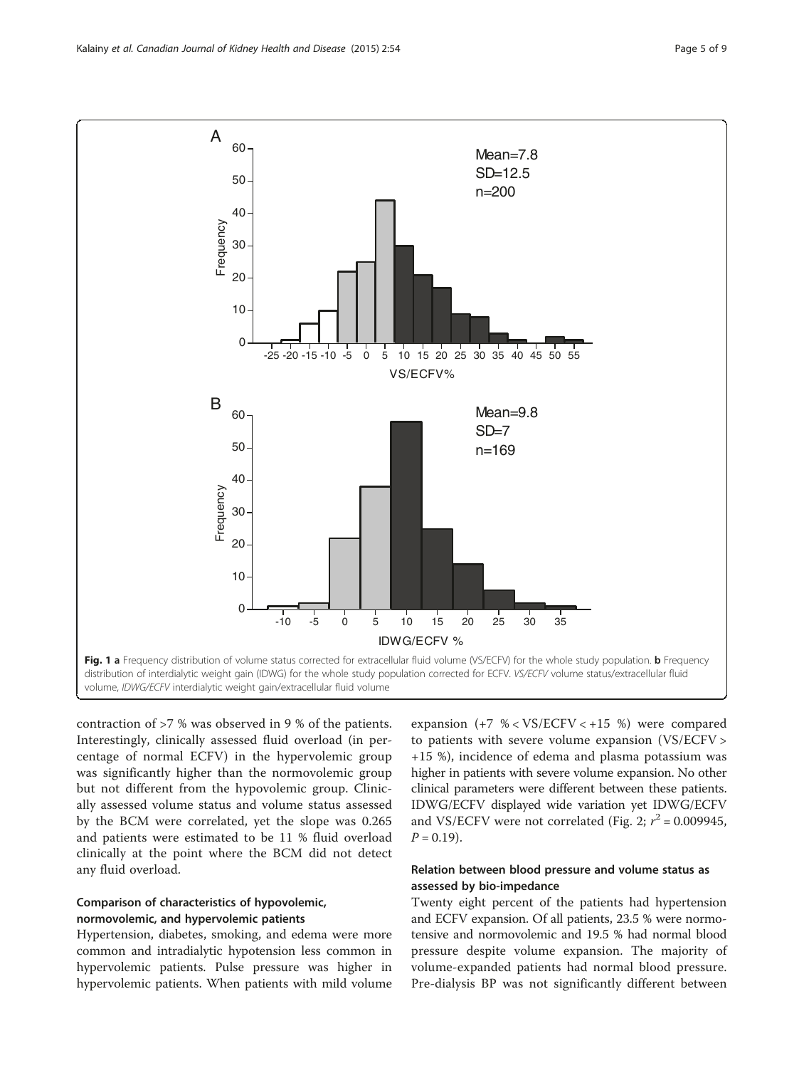Fig. 1 **a** Frequency distribution of volume status corrected for extracellular fluid volume (VS/ECFV) for the whole study population. **b** Frequency distribution of interdialytic weight gain (IDWG) for the whole study population corrected for ECFV. *VS/ECFV* volume status/extracellular fluid volume, *IDWG/ECFV* interdialytic weight gain/extracellular fluid volume

contraction of >7 % was observed in 9 % of the patients. Interestingly, clinically assessed fluid overload (in percentage of normal ECFV) in the hypervolemic group was significantly higher than the normovolemic group but not different from the hypovolemic group. Clinically assessed volume status and volume status assessed by the BCM were correlated, yet the slope was 0.265 and patients were estimated to be 11 % fluid overload clinically at the point where the BCM did not detect any fluid overload.

### Comparison of characteristics of hypovolemic, normovolemic, and hypervolemic patients

Hypertension, diabetes, smoking, and edema were more common and intradialytic hypotension less common in hypervolemic patients. Pulse pressure was higher in hypervolemic patients. When patients with mild volume expansion (+7 % < VS/ECFV < +15 %) were compared to patients with severe volume expansion (VS/ECFV > +15 %), incidence of edema and plasma potassium was higher in patients with severe volume expansion. No other clinical parameters were different between these patients. IDWG/ECFV displayed wide variation yet IDWG/ECFV and VS/ECFV were not correlated (Fig. 2; $r^2 = 0.009945$, $P = 0.19$).

### Relation between blood pressure and volume status as assessed by bio-impedance

Twenty eight percent of the patients had hypertension and ECFV expansion. Of all patients, 23.5 % were normotensive and normovolemic and 19.5 % had normal blood pressure despite volume expansion. The majority of volume-expanded patients had normal blood pressure. Pre-dialysis BP was not significantly different between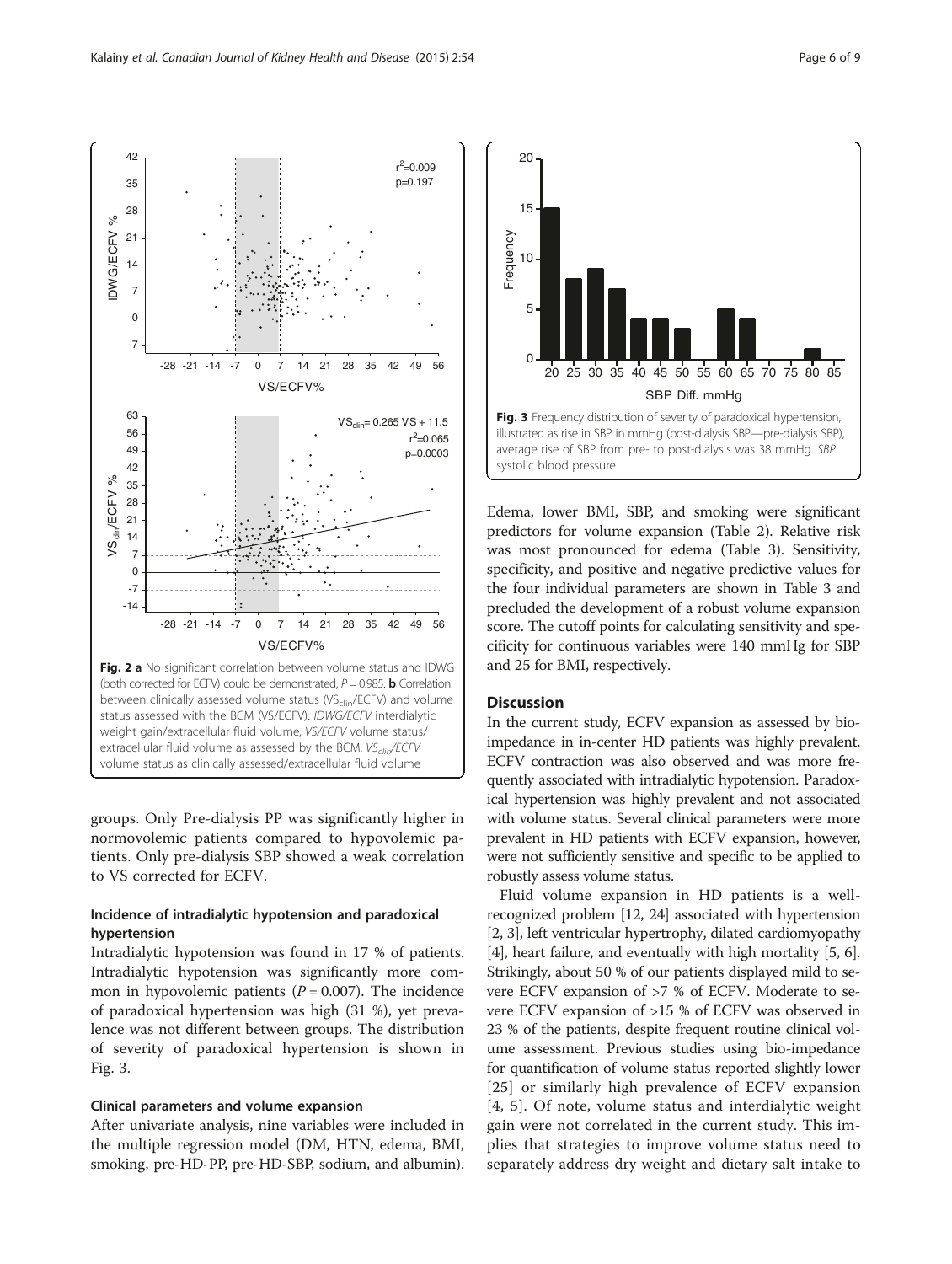**Fig. 2 a** No significant correlation between volume status and IDWG (both corrected for ECFV) could be demonstrated, $P = 0.985$. **b** Correlation between clinically assessed volume status ($VS_{clin}$/ECFV) and volume status assessed with the BCM (VS/ECFV). *IDWG/ECFV* interdialytic weight gain/extracellular fluid volume, *VS/ECFV* volume status/extracellular fluid volume as assessed by the BCM, *$VS_{clin}$/ECFV* volume status as clinically assessed/extracellular fluid volume

**Fig. 3** Frequency distribution of severity of paradoxical hypertension, illustrated as rise in SBP in mmHg (post-dialysis SBP—pre-dialysis SBP), average rise of SBP from pre- to post-dialysis was 38 mmHg. *SBP* systolic blood pressure

groups. Only Pre-dialysis PP was significantly higher in normovolemic patients compared to hypovolemic patients. Only pre-dialysis SBP showed a weak correlation to VS corrected for ECFV.

### Incidence of intradialytic hypotension and paradoxical hypertension

Intradialytic hypotension was found in 17 % of patients. Intradialytic hypotension was significantly more common in hypovolemic patients ($P = 0.007$). The incidence of paradoxical hypertension was high (31 %), yet prevalence was not different between groups. The distribution of severity of paradoxical hypertension is shown in Fig. 3.

### Clinical parameters and volume expansion

After univariate analysis, nine variables were included in the multiple regression model (DM, HTN, edema, BMI, smoking, pre-HD-PP, pre-HD-SBP, sodium, and albumin). Edema, lower BMI, SBP, and smoking were significant predictors for volume expansion (Table 2). Relative risk was most pronounced for edema (Table 3). Sensitivity, specificity, and positive and negative predictive values for the four individual parameters are shown in Table 3 and precluded the development of a robust volume expansion score. The cutoff points for calculating sensitivity and specificity for continuous variables were 140 mmHg for SBP and 25 for BMI, respectively.

## Discussion

In the current study, ECFV expansion as assessed by bioimpedance in in-center HD patients was highly prevalent. ECFV contraction was also observed and was more frequently associated with intradialytic hypotension. Paradoxical hypertension was highly prevalent and not associated with volume status. Several clinical parameters were more prevalent in HD patients with ECFV expansion, however, were not sufficiently sensitive and specific to be applied to robustly assess volume status.

Fluid volume expansion in HD patients is a well-recognized problem [12, 24] associated with hypertension [2, 3], left ventricular hypertrophy, dilated cardiomyopathy [4], heart failure, and eventually with high mortality [5, 6]. Strikingly, about 50 % of our patients displayed mild to severe ECFV expansion of >7 % of ECFV. Moderate to severe ECFV expansion of >15 % of ECFV was observed in 23 % of the patients, despite frequent routine clinical volume assessment. Previous studies using bio-impedance for quantification of volume status reported slightly lower [25] or similarly high prevalence of ECFV expansion [4, 5]. Of note, volume status and interdialytic weight gain were not correlated in the current study. This implies that strategies to improve volume status need to separately address dry weight and dietary salt intake to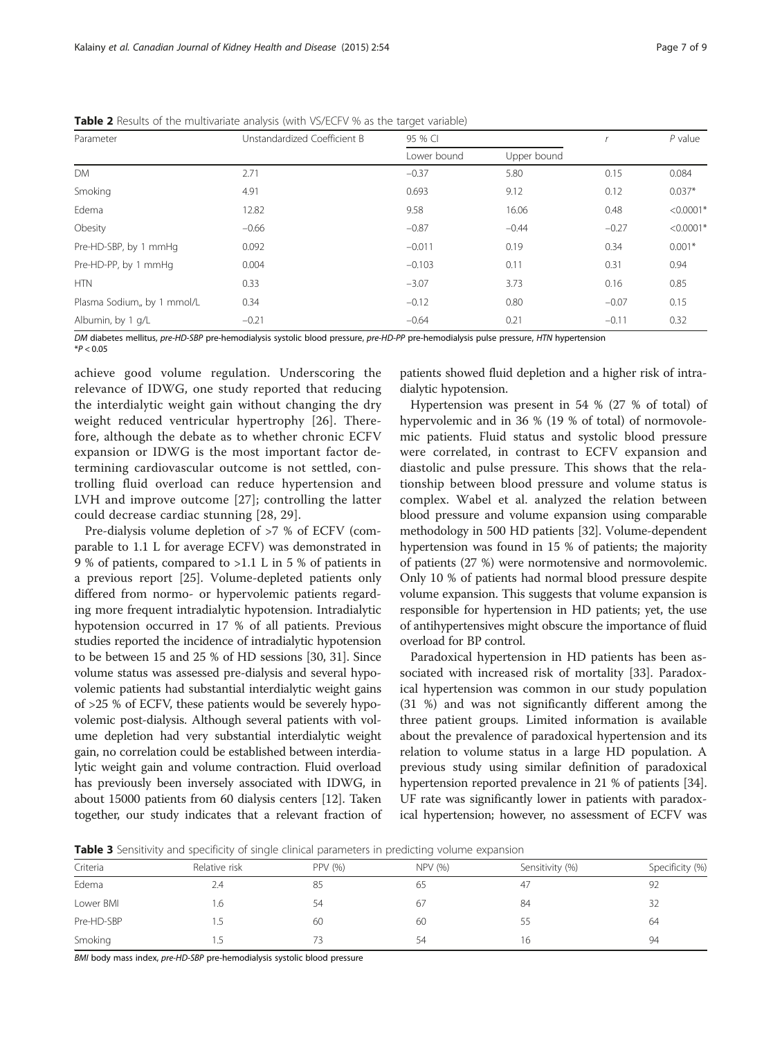**Table 2** Results of the multivariate analysis (with VS/ECFV % as the target variable)

| Parameter | Unstandardized Coefficient B | 95 % CI | | r | P value |
|---|---|---|---|---|---|
| | | Lower bound | Upper bound | | |
| DM | 2.71 | −0.37 | 5.80 | 0.15 | 0.084 |
| Smoking | 4.91 | 0.693 | 9.12 | 0.12 | 0.037* |
| Edema | 12.82 | 9.58 | 16.06 | 0.48 | <0.0001* |
| Obesity | −0.66 | −0.87 | −0.44 | −0.27 | <0.0001* |
| Pre-HD-SBP, by 1 mmHg | 0.092 | −0.011 | 0.19 | 0.34 | 0.001* |
| Pre-HD-PP, by 1 mmHg | 0.004 | −0.103 | 0.11 | 0.31 | 0.94 |
| HTN | 0.33 | −3.07 | 3.73 | 0.16 | 0.85 |
| Plasma Sodium,, by 1 mmol/L | 0.34 | −0.12 | 0.80 | −0.07 | 0.15 |
| Albumin, by 1 g/L | −0.21 | −0.64 | 0.21 | −0.11 | 0.32 |

*DM* diabetes mellitus, *pre-HD-SBP* pre-hemodialysis systolic blood pressure, *pre-HD-PP* pre-hemodialysis pulse pressure, *HTN* hypertension
*P < 0.05

achieve good volume regulation. Underscoring the relevance of IDWG, one study reported that reducing the interdialytic weight gain without changing the dry weight reduced ventricular hypertrophy [26]. Therefore, although the debate as to whether chronic ECFV expansion or IDWG is the most important factor determining cardiovascular outcome is not settled, controlling fluid overload can reduce hypertension and LVH and improve outcome [27]; controlling the latter could decrease cardiac stunning [28, 29].

Pre-dialysis volume depletion of >7 % of ECFV (comparable to 1.1 L for average ECFV) was demonstrated in 9 % of patients, compared to >1.1 L in 5 % of patients in a previous report [25]. Volume-depleted patients only differed from normo- or hypervolemic patients regarding more frequent intradialytic hypotension. Intradialytic hypotension occurred in 17 % of all patients. Previous studies reported the incidence of intradialytic hypotension to be between 15 and 25 % of HD sessions [30, 31]. Since volume status was assessed pre-dialysis and several hypovolemic patients had substantial interdialytic weight gains of >25 % of ECFV, these patients would be severely hypovolemic post-dialysis. Although several patients with volume depletion had very substantial interdialytic weight gain, no correlation could be established between interdialytic weight gain and volume contraction. Fluid overload has previously been inversely associated with IDWG, in about 15000 patients from 60 dialysis centers [12]. Taken together, our study indicates that a relevant fraction of patients showed fluid depletion and a higher risk of intradialytic hypotension.

Hypertension was present in 54 % (27 % of total) of hypervolemic and in 36 % (19 % of total) of normovolemic patients. Fluid status and systolic blood pressure were correlated, in contrast to ECFV expansion and diastolic and pulse pressure. This shows that the relationship between blood pressure and volume status is complex. Wabel et al. analyzed the relation between blood pressure and volume expansion using comparable methodology in 500 HD patients [32]. Volume-dependent hypertension was found in 15 % of patients; the majority of patients (27 %) were normotensive and normovolemic. Only 10 % of patients had normal blood pressure despite volume expansion. This suggests that volume expansion is responsible for hypertension in HD patients; yet, the use of antihypertensives might obscure the importance of fluid overload for BP control.

Paradoxical hypertension in HD patients has been associated with increased risk of mortality [33]. Paradoxical hypertension was common in our study population (31 %) and was not significantly different among the three patient groups. Limited information is available about the prevalence of paradoxical hypertension and its relation to volume status in a large HD population. A previous study using similar definition of paradoxical hypertension reported prevalence in 21 % of patients [34]. UF rate was significantly lower in patients with paradoxical hypertension; however, no assessment of ECFV was

**Table 3** Sensitivity and specificity of single clinical parameters in predicting volume expansion

| Criteria | Relative risk | PPV (%) | NPV (%) | Sensitivity (%) | Specificity (%) |
|---|---|---|---|---|---|
| Edema | 2.4 | 85 | 65 | 47 | 92 |
| Lower BMI | 1.6 | 54 | 67 | 84 | 32 |
| Pre-HD-SBP | 1.5 | 60 | 60 | 55 | 64 |
| Smoking | 1.5 | 73 | 54 | 16 | 94 |

*BMI* body mass index, *pre-HD-SBP* pre-hemodialysis systolic blood pressure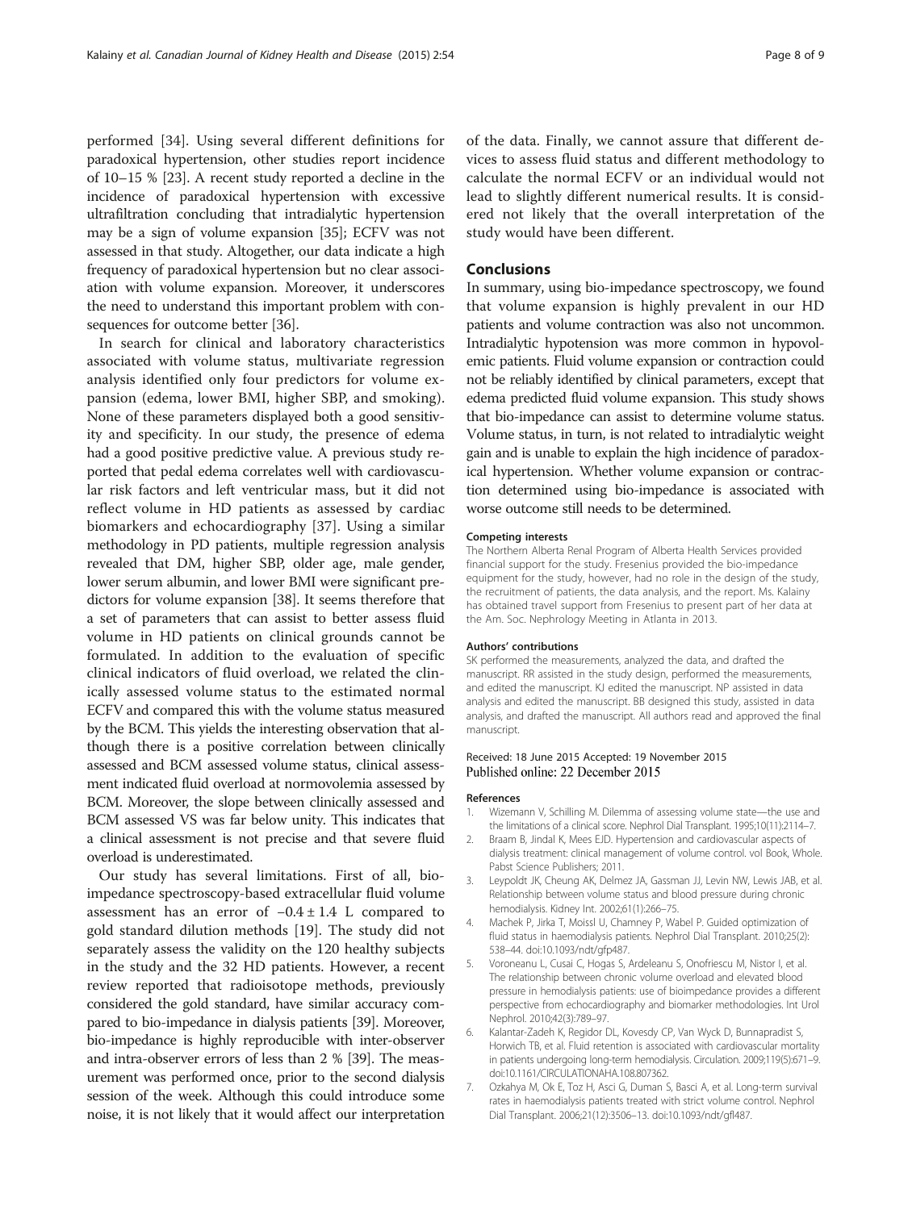performed [34]. Using several different definitions for paradoxical hypertension, other studies report incidence of 10–15 % [23]. A recent study reported a decline in the incidence of paradoxical hypertension with excessive ultrafiltration concluding that intradialytic hypertension may be a sign of volume expansion [35]; ECFV was not assessed in that study. Altogether, our data indicate a high frequency of paradoxical hypertension but no clear association with volume expansion. Moreover, it underscores the need to understand this important problem with consequences for outcome better [36].

In search for clinical and laboratory characteristics associated with volume status, multivariate regression analysis identified only four predictors for volume expansion (edema, lower BMI, higher SBP, and smoking). None of these parameters displayed both a good sensitivity and specificity. In our study, the presence of edema had a good positive predictive value. A previous study reported that pedal edema correlates well with cardiovascular risk factors and left ventricular mass, but it did not reflect volume in HD patients as assessed by cardiac biomarkers and echocardiography [37]. Using a similar methodology in PD patients, multiple regression analysis revealed that DM, higher SBP, older age, male gender, lower serum albumin, and lower BMI were significant predictors for volume expansion [38]. It seems therefore that a set of parameters that can assist to better assess fluid volume in HD patients on clinical grounds cannot be formulated. In addition to the evaluation of specific clinical indicators of fluid overload, we related the clinically assessed volume status to the estimated normal ECFV and compared this with the volume status measured by the BCM. This yields the interesting observation that although there is a positive correlation between clinically assessed and BCM assessed volume status, clinical assessment indicated fluid overload at normovolemia assessed by BCM. Moreover, the slope between clinically assessed and BCM assessed VS was far below unity. This indicates that a clinical assessment is not precise and that severe fluid overload is underestimated.

Our study has several limitations. First of all, bio-impedance spectroscopy-based extracellular fluid volume assessment has an error of $-0.4 \pm 1.4$ L compared to gold standard dilution methods [19]. The study did not separately assess the validity on the 120 healthy subjects in the study and the 32 HD patients. However, a recent review reported that radioisotope methods, previously considered the gold standard, have similar accuracy compared to bio-impedance in dialysis patients [39]. Moreover, bio-impedance is highly reproducible with inter-observer and intra-observer errors of less than 2 % [39]. The measurement was performed once, prior to the second dialysis session of the week. Although this could introduce some noise, it is not likely that it would affect our interpretation of the data. Finally, we cannot assure that different devices to assess fluid status and different methodology to calculate the normal ECFV or an individual would not lead to slightly different numerical results. It is considered not likely that the overall interpretation of the study would have been different.

## Conclusions

In summary, using bio-impedance spectroscopy, we found that volume expansion is highly prevalent in our HD patients and volume contraction was also not uncommon. Intradialytic hypotension was more common in hypovolemic patients. Fluid volume expansion or contraction could not be reliably identified by clinical parameters, except that edema predicted fluid volume expansion. This study shows that bio-impedance can assist to determine volume status. Volume status, in turn, is not related to intradialytic weight gain and is unable to explain the high incidence of paradoxical hypertension. Whether volume expansion or contraction determined using bio-impedance is associated with worse outcome still needs to be determined.

#### Competing interests

The Northern Alberta Renal Program of Alberta Health Services provided financial support for the study. Fresenius provided the bio-impedance equipment for the study, however, had no role in the design of the study, the recruitment of patients, the data analysis, and the report. Ms. Kalainy has obtained travel support from Fresenius to present part of her data at the Am. Soc. Nephrology Meeting in Atlanta in 2013.

#### Authors' contributions

SK performed the measurements, analyzed the data, and drafted the manuscript. RR assisted in the study design, performed the measurements, and edited the manuscript. KJ edited the manuscript. NP assisted in data analysis and edited the manuscript. BB designed this study, assisted in data analysis, and drafted the manuscript. All authors read and approved the final manuscript.

Received: 18 June 2015 Accepted: 19 November 2015
Published online: 22 December 2015

#### References

1. Wizemann V, Schilling M. Dilemma of assessing volume state—the use and the limitations of a clinical score. Nephrol Dial Transplant. 1995;10(11):2114–7.
2. Braam B, Jindal K, Mees EJD. Hypertension and cardiovascular aspects of dialysis treatment: clinical management of volume control. vol Book, Whole. Pabst Science Publishers; 2011.
3. Leypoldt JK, Cheung AK, Delmez JA, Gassman JJ, Levin NW, Lewis JAB, et al. Relationship between volume status and blood pressure during chronic hemodialysis. Kidney Int. 2002;61(1):266–75.
4. Machek P, Jirka T, Moissl U, Chamney P, Wabel P. Guided optimization of fluid status in haemodialysis patients. Nephrol Dial Transplant. 2010;25(2): 538–44. doi:10.1093/ndt/gfp487.
5. Voroneanu L, Cusai C, Hogas S, Ardeleanu S, Onofriescu M, Nistor I, et al. The relationship between chronic volume overload and elevated blood pressure in hemodialysis patients: use of bioimpedance provides a different perspective from echocardiography and biomarker methodologies. Int Urol Nephrol. 2010;42(3):789–97.
6. Kalantar-Zadeh K, Regidor DL, Kovesdy CP, Van Wyck D, Bunnapradist S, Horwich TB, et al. Fluid retention is associated with cardiovascular mortality in patients undergoing long-term hemodialysis. Circulation. 2009;119(5):671–9. doi:10.1161/CIRCULATIONAHA.108.807362.
7. Ozkahya M, Ok E, Toz H, Asci G, Duman S, Basci A, et al. Long-term survival rates in haemodialysis patients treated with strict volume control. Nephrol Dial Transplant. 2006;21(12):3506–13. doi:10.1093/ndt/gfl487.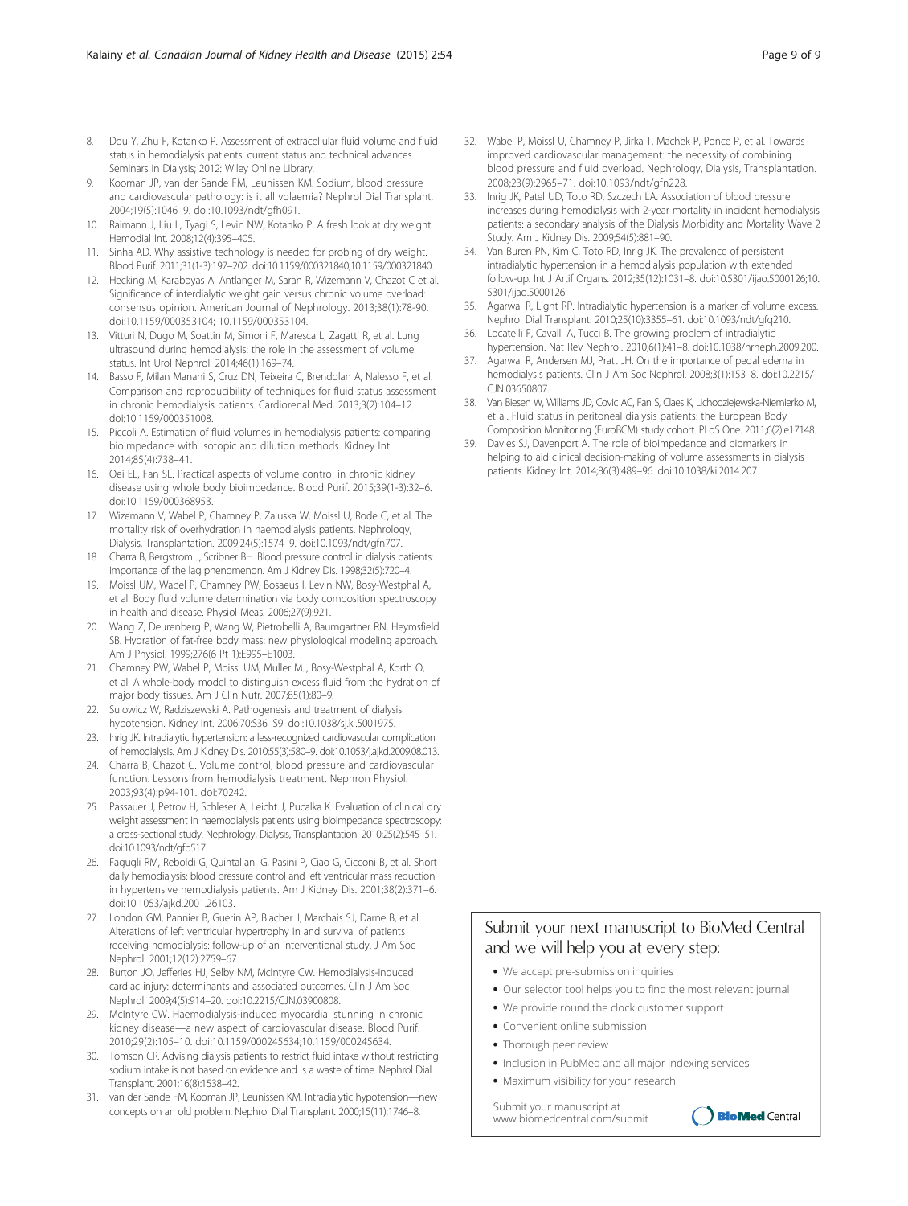8. Dou Y, Zhu F, Kotanko P. Assessment of extracellular fluid volume and fluid status in hemodialysis patients: current status and technical advances. Seminars in Dialysis; 2012: Wiley Online Library.
9. Kooman JP, van der Sande FM, Leunissen KM. Sodium, blood pressure and cardiovascular pathology: is it all volaemia? Nephrol Dial Transplant. 2004;19(5):1046–9. doi:10.1093/ndt/gfh091.
10. Raimann J, Liu L, Tyagi S, Levin NW, Kotanko P. A fresh look at dry weight. Hemodial Int. 2008;12(4):395–405.
11. Sinha AD. Why assistive technology is needed for probing of dry weight. Blood Purif. 2011;31(1-3):197–202. doi:10.1159/000321840;10.1159/000321840.
12. Hecking M, Karaboyas A, Antlanger M, Saran R, Wizemann V, Chazot C et al. Significance of interdialytic weight gain versus chronic volume overload: consensus opinion. American Journal of Nephrology. 2013;38(1):78-90. doi:10.1159/000353104; 10.1159/000353104.
13. Vitturi N, Dugo M, Soattin M, Simoni F, Maresca L, Zagatti R, et al. Lung ultrasound during hemodialysis: the role in the assessment of volume status. Int Urol Nephrol. 2014;46(1):169–74.
14. Basso F, Milan Manani S, Cruz DN, Teixeira C, Brendolan A, Nalesso F, et al. Comparison and reproducibility of techniques for fluid status assessment in chronic hemodialysis patients. Cardiorenal Med. 2013;3(2):104–12. doi:10.1159/000351008.
15. Piccoli A. Estimation of fluid volumes in hemodialysis patients: comparing bioimpedance with isotopic and dilution methods. Kidney Int. 2014;85(4):738–41.
16. Oei EL, Fan SL. Practical aspects of volume control in chronic kidney disease using whole body bioimpedance. Blood Purif. 2015;39(1-3):32–6. doi:10.1159/000368953.
17. Wizemann V, Wabel P, Chamney P, Zaluska W, Moissl U, Rode C, et al. The mortality risk of overhydration in haemodialysis patients. Nephrology, Dialysis, Transplantation. 2009;24(5):1574–9. doi:10.1093/ndt/gfn707.
18. Charra B, Bergstrom J, Scribner BH. Blood pressure control in dialysis patients: importance of the lag phenomenon. Am J Kidney Dis. 1998;32(5):720–4.
19. Moissl UM, Wabel P, Chamney PW, Bosaeus I, Levin NW, Bosy-Westphal A, et al. Body fluid volume determination via body composition spectroscopy in health and disease. Physiol Meas. 2006;27(9):921.
20. Wang Z, Deurenberg P, Wang W, Pietrobelli A, Baumgartner RN, Heymsfield SB. Hydration of fat-free body mass: new physiological modeling approach. Am J Physiol. 1999;276(6 Pt 1):E995–E1003.
21. Chamney PW, Wabel P, Moissl UM, Muller MJ, Bosy-Westphal A, Korth O, et al. A whole-body model to distinguish excess fluid from the hydration of major body tissues. Am J Clin Nutr. 2007;85(1):80–9.
22. Sulowicz W, Radziszewski A. Pathogenesis and treatment of dialysis hypotension. Kidney Int. 2006;70:S36–S9. doi:10.1038/sj.ki.5001975.
23. Inrig JK. Intradialytic hypertension: a less-recognized cardiovascular complication of hemodialysis. Am J Kidney Dis. 2010;55(3):580–9. doi:10.1053/j.ajkd.2009.08.013.
24. Charra B, Chazot C. Volume control, blood pressure and cardiovascular function. Lessons from hemodialysis treatment. Nephron Physiol. 2003;93(4):p94-101. doi:70242.
25. Passauer J, Petrov H, Schleser A, Leicht J, Pucalka K. Evaluation of clinical dry weight assessment in haemodialysis patients using bioimpedance spectroscopy: a cross-sectional study. Nephrology, Dialysis, Transplantation. 2010;25(2):545–51. doi:10.1093/ndt/gfp517.
26. Fagugli RM, Reboldi G, Quintaliani G, Pasini P, Ciao G, Cicconi B, et al. Short daily hemodialysis: blood pressure control and left ventricular mass reduction in hypertensive hemodialysis patients. Am J Kidney Dis. 2001;38(2):371–6. doi:10.1053/ajkd.2001.26103.
27. London GM, Pannier B, Guerin AP, Blacher J, Marchais SJ, Darne B, et al. Alterations of left ventricular hypertrophy in and survival of patients receiving hemodialysis: follow-up of an interventional study. J Am Soc Nephrol. 2001;12(12):2759–67.
28. Burton JO, Jefferies HJ, Selby NM, McIntyre CW. Hemodialysis-induced cardiac injury: determinants and associated outcomes. Clin J Am Soc Nephrol. 2009;4(5):914–20. doi:10.2215/CJN.03900808.
29. McIntyre CW. Haemodialysis-induced myocardial stunning in chronic kidney disease—a new aspect of cardiovascular disease. Blood Purif. 2010;29(2):105–10. doi:10.1159/000245634;10.1159/000245634.
30. Tomson CR. Advising dialysis patients to restrict fluid intake without restricting sodium intake is not based on evidence and is a waste of time. Nephrol Dial Transplant. 2001;16(8):1538–42.
31. van der Sande FM, Kooman JP, Leunissen KM. Intradialytic hypotension—new concepts on an old problem. Nephrol Dial Transplant. 2000;15(11):1746–8.
32. Wabel P, Moissl U, Chamney P, Jirka T, Machek P, Ponce P, et al. Towards improved cardiovascular management: the necessity of combining blood pressure and fluid overload. Nephrology, Dialysis, Transplantation. 2008;23(9):2965–71. doi:10.1093/ndt/gfn228.
33. Inrig JK, Patel UD, Toto RD, Szczech LA. Association of blood pressure increases during hemodialysis with 2-year mortality in incident hemodialysis patients: a secondary analysis of the Dialysis Morbidity and Mortality Wave 2 Study. Am J Kidney Dis. 2009;54(5):881–90.
34. Van Buren PN, Kim C, Toto RD, Inrig JK. The prevalence of persistent intradialytic hypertension in a hemodialysis population with extended follow-up. Int J Artif Organs. 2012;35(12):1031–8. doi:10.5301/ijao.5000126;10.5301/ijao.5000126.
35. Agarwal R, Light RP. Intradialytic hypertension is a marker of volume excess. Nephrol Dial Transplant. 2010;25(10):3355–61. doi:10.1093/ndt/gfq210.
36. Locatelli F, Cavalli A, Tucci B. The growing problem of intradialytic hypertension. Nat Rev Nephrol. 2010;6(1):41–8. doi:10.1038/nrneph.2009.200.
37. Agarwal R, Andersen MJ, Pratt JH. On the importance of pedal edema in hemodialysis patients. Clin J Am Soc Nephrol. 2008;3(1):153–8. doi:10.2215/CJN.03650807.
38. Van Biesen W, Williams JD, Covic AC, Fan S, Claes K, Lichodziejewska-Niemierko M, et al. Fluid status in peritoneal dialysis patients: the European Body Composition Monitoring (EuroBCM) study cohort. PLoS One. 2011;6(2):e17148.
39. Davies SJ, Davenport A. The role of bioimpedance and biomarkers in helping to aid clinical decision-making of volume assessments in dialysis patients. Kidney Int. 2014;86(3):489–96. doi:10.1038/ki.2014.207.

Submit your next manuscript to BioMed Central and we will help you at every step:

- We accept pre-submission inquiries
- Our selector tool helps you to find the most relevant journal
- We provide round the clock customer support
- Convenient online submission
- Thorough peer review
- Inclusion in PubMed and all major indexing services
- Maximum visibility for your research

Submit your manuscript at www.biomedcentral.com/submit

BioMed Central